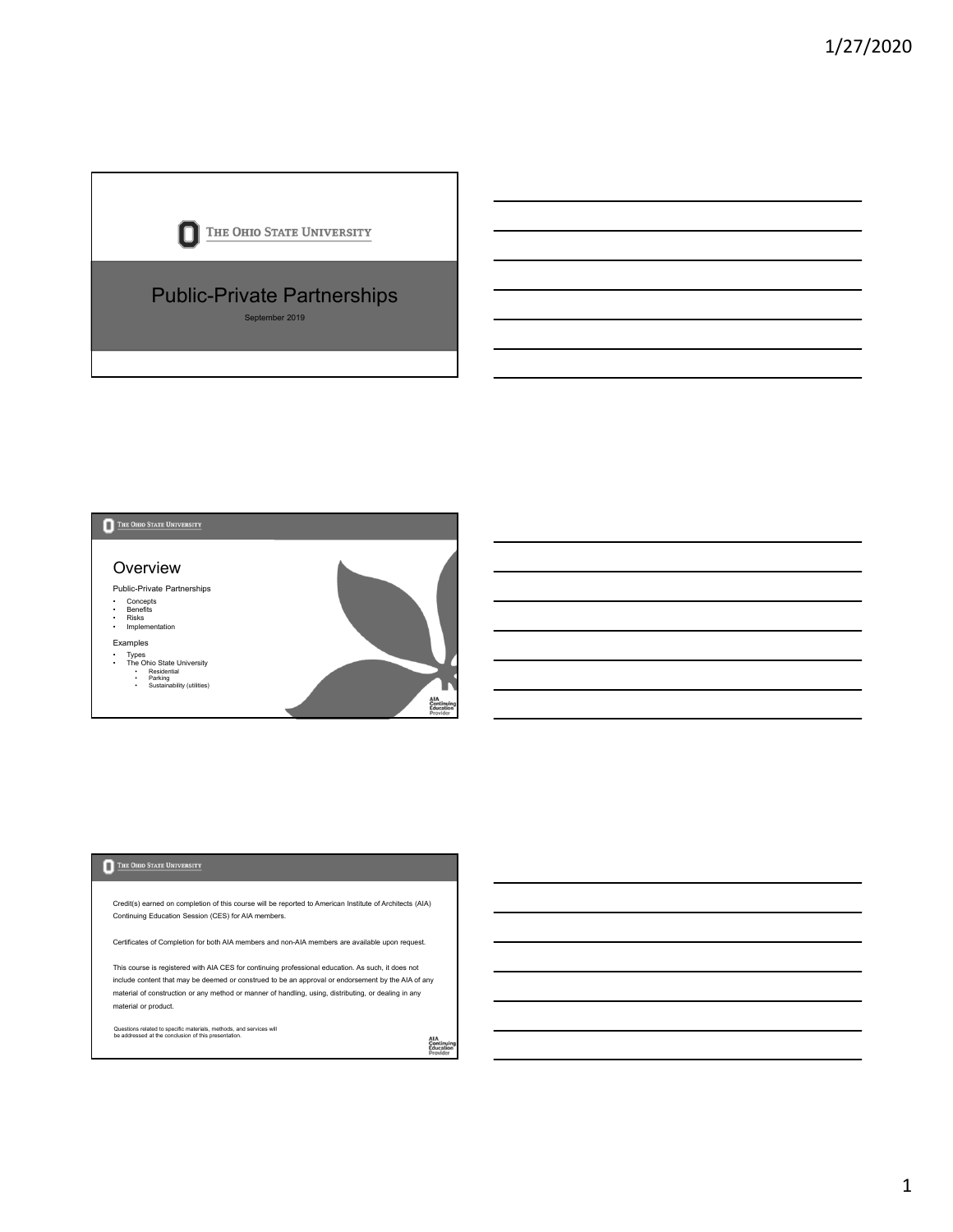THE OHIO STATE UNIVERSITY

# Public-Private Partnerships

September 2019

---

THE OHIO STATE UNIVERSITY

## Overview

Public-Private Partnerships

- Concepts
- Benefits
- Risks
- Implementation

Examples

- Types
- The Ohio State University
  - Residential
  - Parking
  - Sustainability (utilities)

AIA Continuing Education Provider

---

THE OHIO STATE UNIVERSITY

Credit(s) earned on completion of this course will be reported to American Institute of Architects (AIA) Continuing Education Session (CES) for AIA members.

Certificates of Completion for both AIA members and non-AIA members are available upon request.

This course is registered with AIA CES for continuing professional education. As such, it does not include content that may be deemed or construed to be an approval or endorsement by the AIA of any material of construction or any method or manner of handling, using, distributing, or dealing in any material or product.

Questions related to specific materials, methods, and services will be addressed at the conclusion of this presentation.

AIA Continuing Education Provider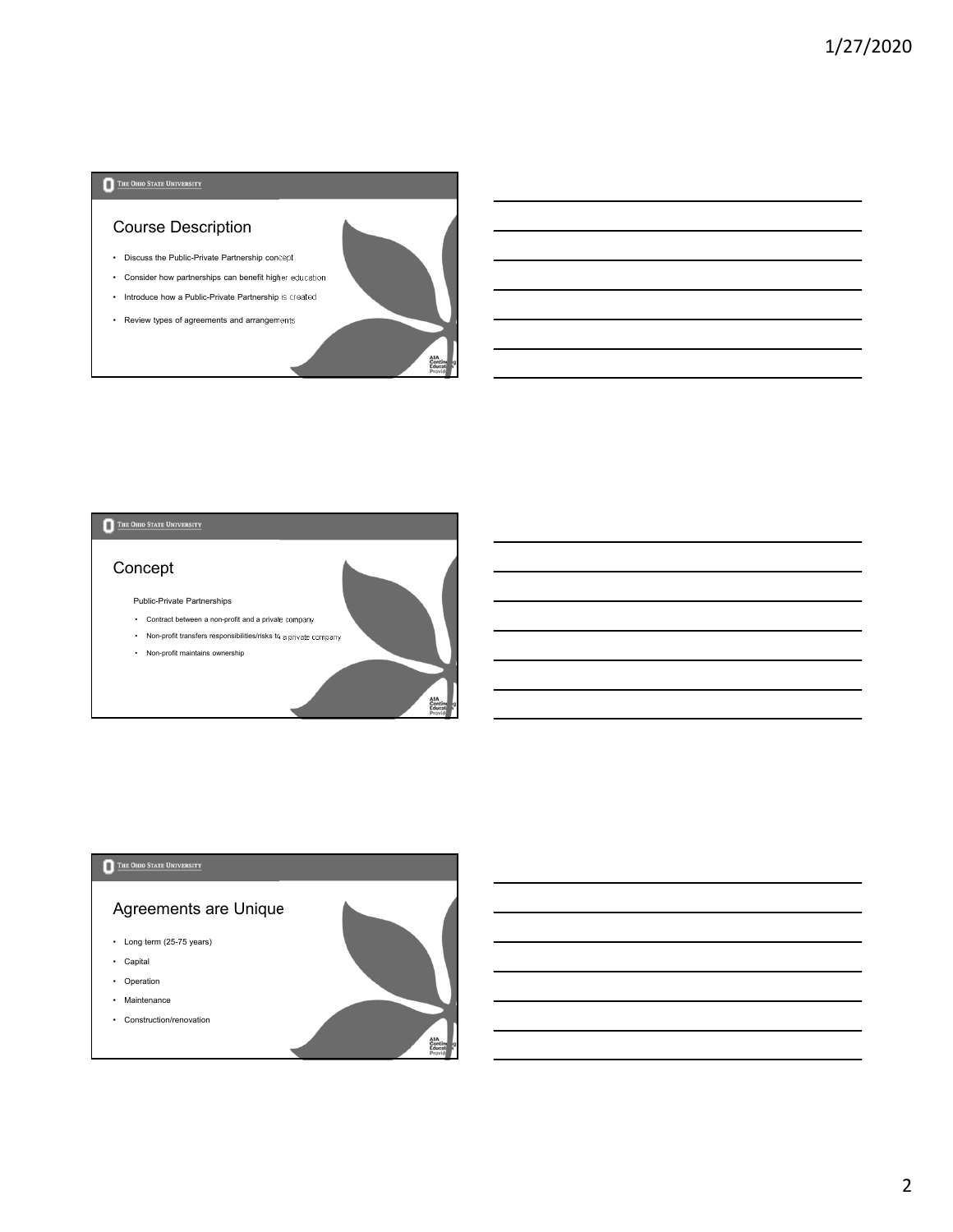## Course Description

- Discuss the Public-Private Partnership concept
- Consider how partnerships can benefit higher education
- Introduce how a Public-Private Partnership is created
- Review types of agreements and arrangements

## Concept

Public-Private Partnerships

- Contract between a non-profit and a private company
- Non-profit transfers responsibilities/risks to a private company
- Non-profit maintains ownership

## Agreements are Unique

- Long term (25-75 years)
- Capital
- Operation
- Maintenance
- Construction/renovation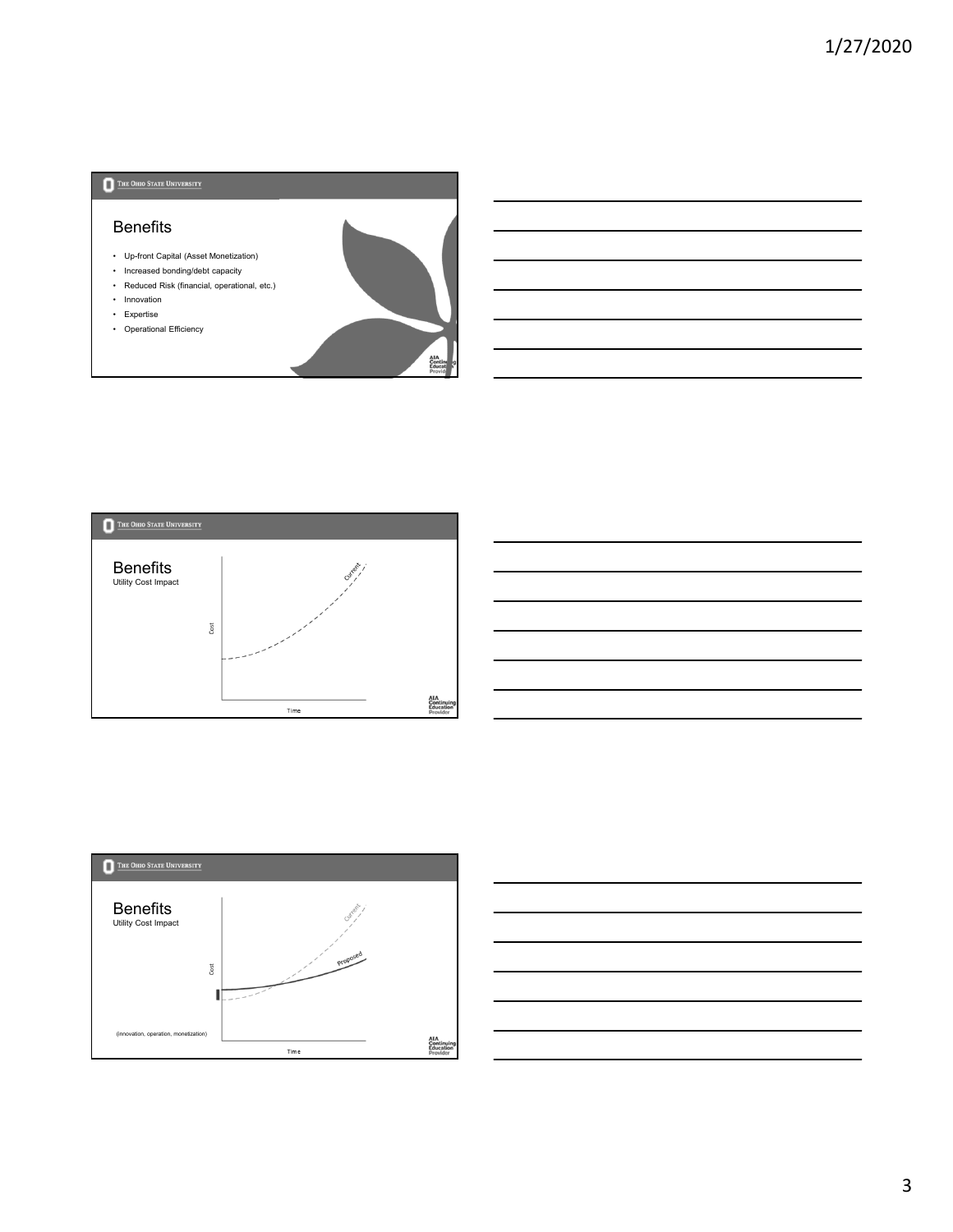## Benefits

- Up-front Capital (Asset Monetization)
- Increased bonding/debt capacity
- Reduced Risk (financial, operational, etc.)
- Innovation
- Expertise
- Operational Efficiency

## Benefits

Utility Cost Impact

Cost

Current

Time

## Benefits

Utility Cost Impact

Cost

Current

Proposed

(innovation, operation, monetization)

Time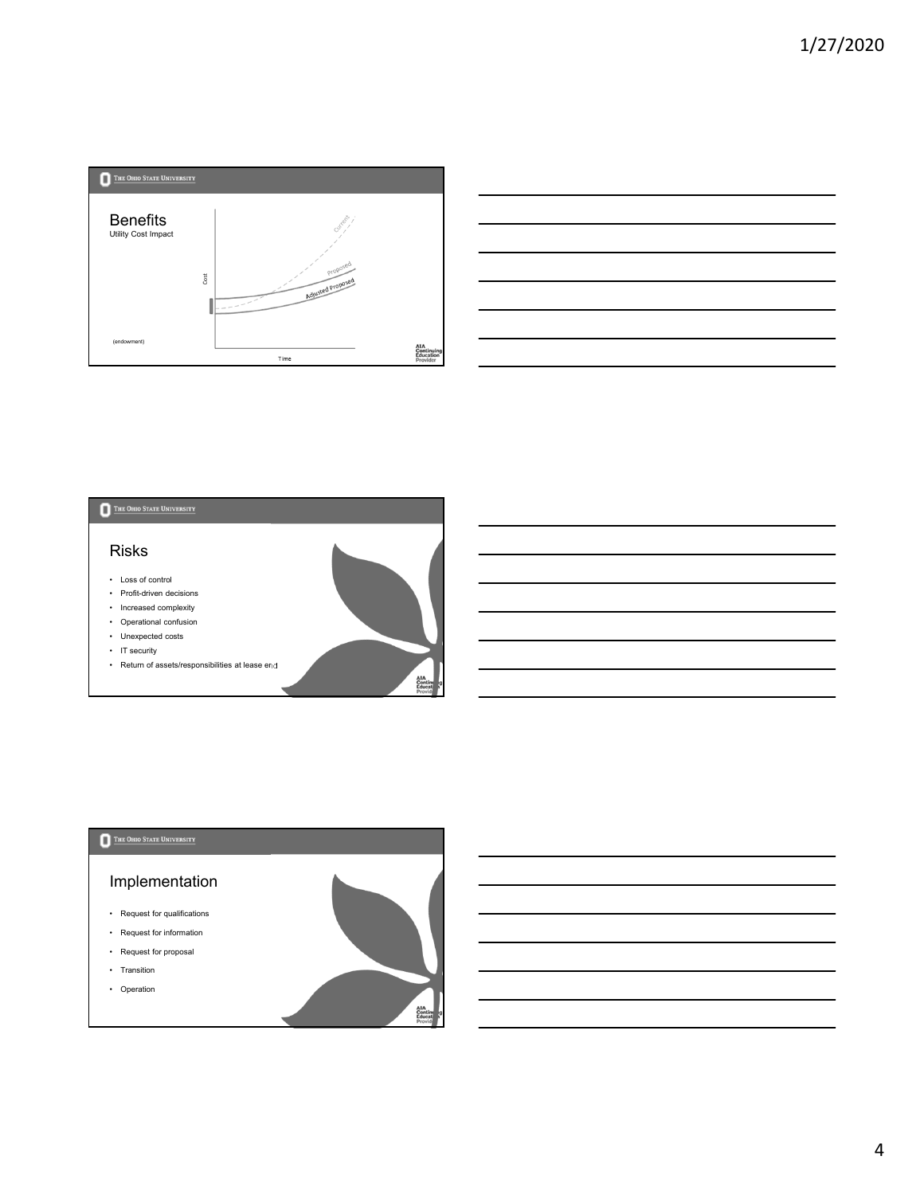## Benefits

Utility Cost Impact

(endowment)

## Risks

- Loss of control
- Profit-driven decisions
- Increased complexity
- Operational confusion
- Unexpected costs
- IT security
- Return of assets/responsibilities at lease end

## Implementation

- Request for qualifications
- Request for information
- Request for proposal
- Transition
- Operation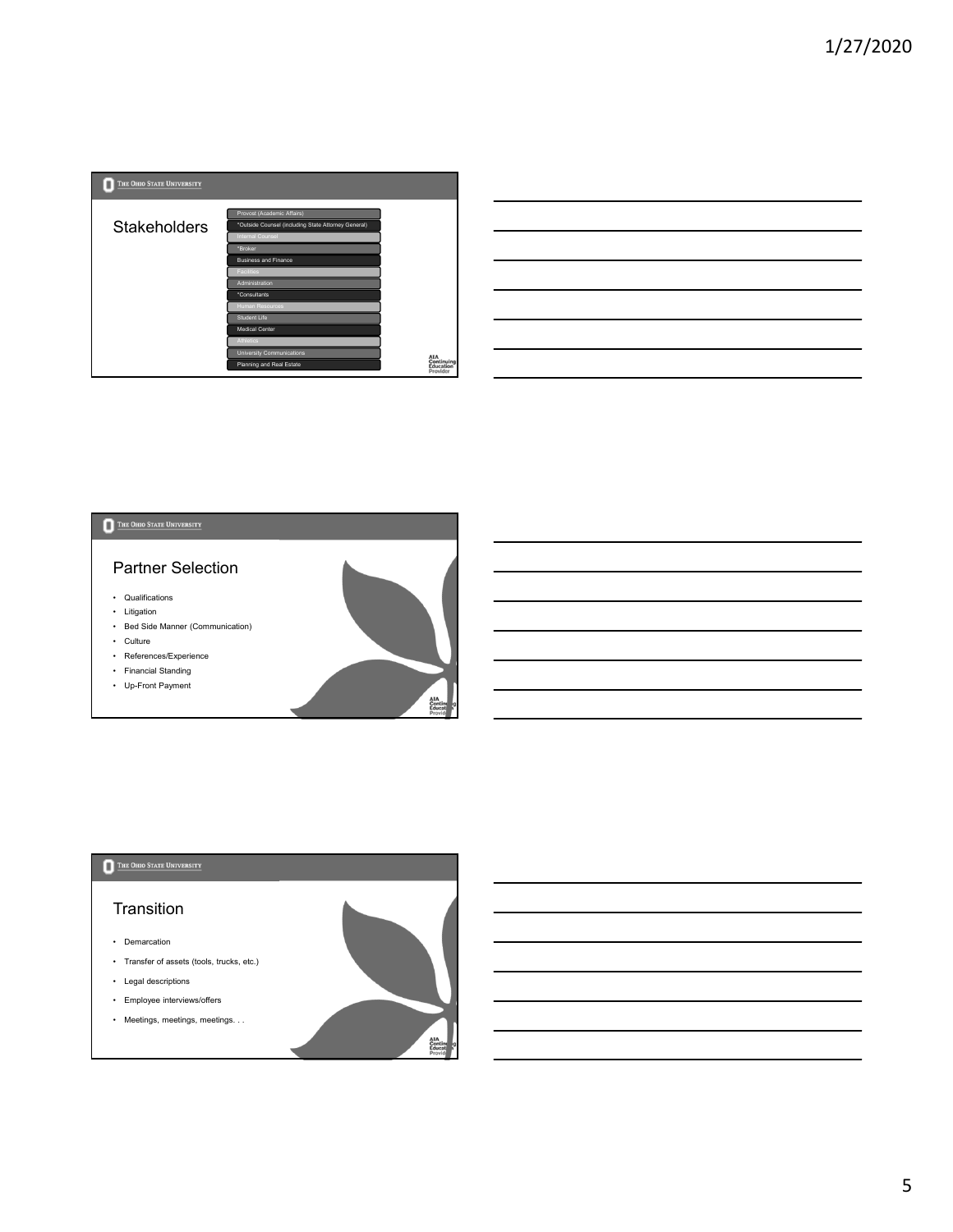## Stakeholders

- Provost (Academic Affairs)
- *Outside Counsel (including State Attorney General)
- Internal Counsel
- *Broker
- Business and Finance
- Facilities
- Administration
- *Consultants
- Human Resources
- Student Life
- Medical Center
- Athletics
- University Communications
- Planning and Real Estate

## Partner Selection

- Qualifications
- Litigation
- Bed Side Manner (Communication)
- Culture
- References/Experience
- Financial Standing
- Up-Front Payment

## Transition

- Demarcation
- Transfer of assets (tools, trucks, etc.)
- Legal descriptions
- Employee interviews/offers
- Meetings, meetings, meetings. . .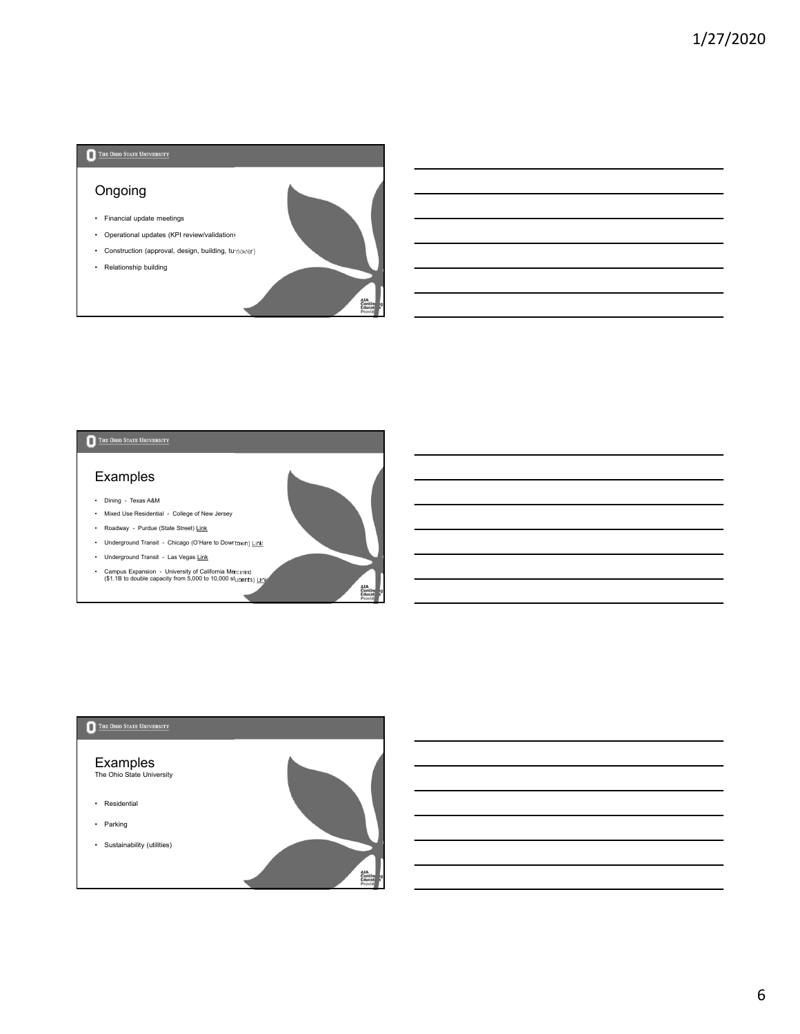## Ongoing

- Financial update meetings
- Operational updates (KPI review/validation)
- Construction (approval, design, building, turnover)
- Relationship building

## Examples

- Dining - Texas A&M
- Mixed Use Residential - College of New Jersey
- Roadway - Purdue (State Street) Link
- Underground Transit - Chicago (O'Hare to Downtown) Link
- Underground Transit - Las Vegas Link
- Campus Expansion - University of California Merced ($1.1B to double capacity from 5,000 to 10,000 students) Link

## Examples

The Ohio State University

- Residential
- Parking
- Sustainability (utilities)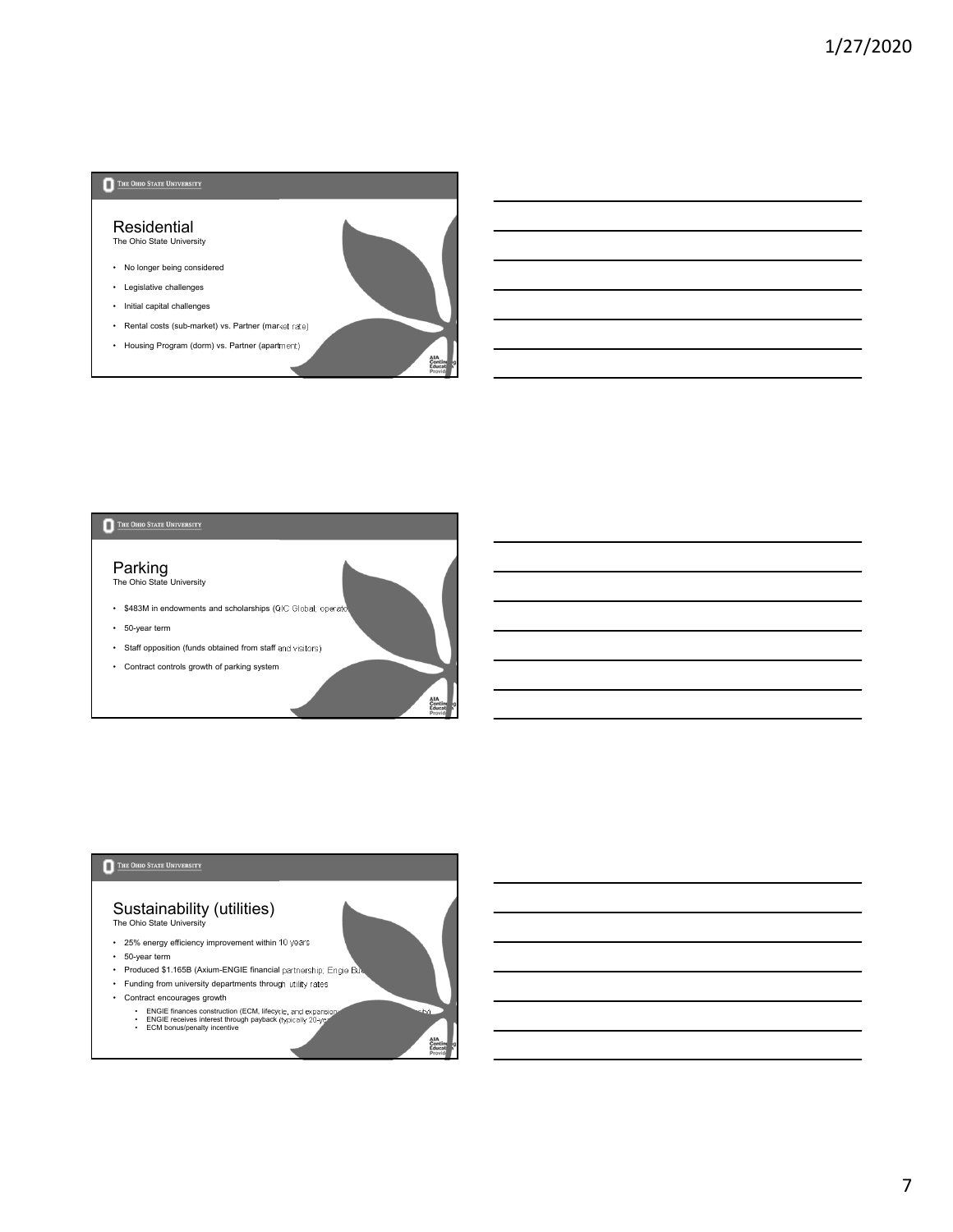## Residential

The Ohio State University

- No longer being considered
- Legislative challenges
- Initial capital challenges
- Rental costs (sub-market) vs. Partner (market rate)
- Housing Program (dorm) vs. Partner (apartment)

## Parking

The Ohio State University

- $483M in endowments and scholarships (QIC Global; operato
- 50-year term
- Staff opposition (funds obtained from staff and visitors)
- Contract controls growth of parking system

## Sustainability (utilities)

The Ohio State University

- 25% energy efficiency improvement within 10 years
- 50-year term
- Produced $1.165B (Axium-ENGIE financial partnership; Engie Bu
- Funding from university departments through utility rates
- Contract encourages growth
  - ENGIE finances construction (ECM, lifecycle, and expansion
  - ENGIE receives interest through payback (typically 20-ye
  - ECM bonus/penalty incentive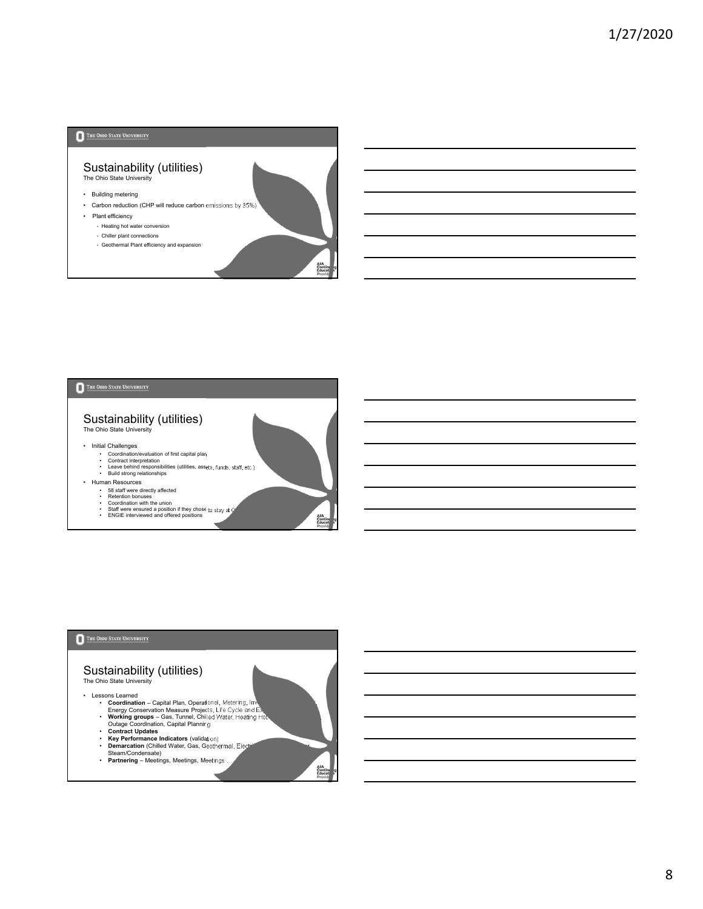## Sustainability (utilities)

The Ohio State University

- Building metering
- Carbon reduction (CHP will reduce carbon emissions by 35%)
- Plant efficiency
  - Heating hot water conversion
  - Chiller plant connections
  - Geothermal Plant efficiency and expansion

## Sustainability (utilities)

The Ohio State University

- Initial Challenges
  - Coordination/evaluation of first capital plan
  - Contract interpretation
  - Leave behind responsibilities (utilities, assets, funds, staff, etc.)
  - Build strong relationships
- Human Resources
  - 58 staff were directly affected
  - Retention bonuses
  - Coordination with the union
  - Staff were ensured a position if they chose to stay at O
  - ENGIE interviewed and offered positions

## Sustainability (utilities)

The Ohio State University

- Lessons Learned
  - **Coordination** – Capital Plan, Operational, Metering, Inv Energy Conservation Measure Projects, Life Cycle and Ex
  - **Working groups** – Gas, Tunnel, Chilled Water, Heating Hot Outage Coordination, Capital Planning
  - **Contract Updates**
  - **Key Performance Indicators** (validation)
  - **Demarcation** (Chilled Water, Gas, Geothermal, Elect Steam/Condensate)
  - **Partnering** – Meetings, Meetings, Meetings ...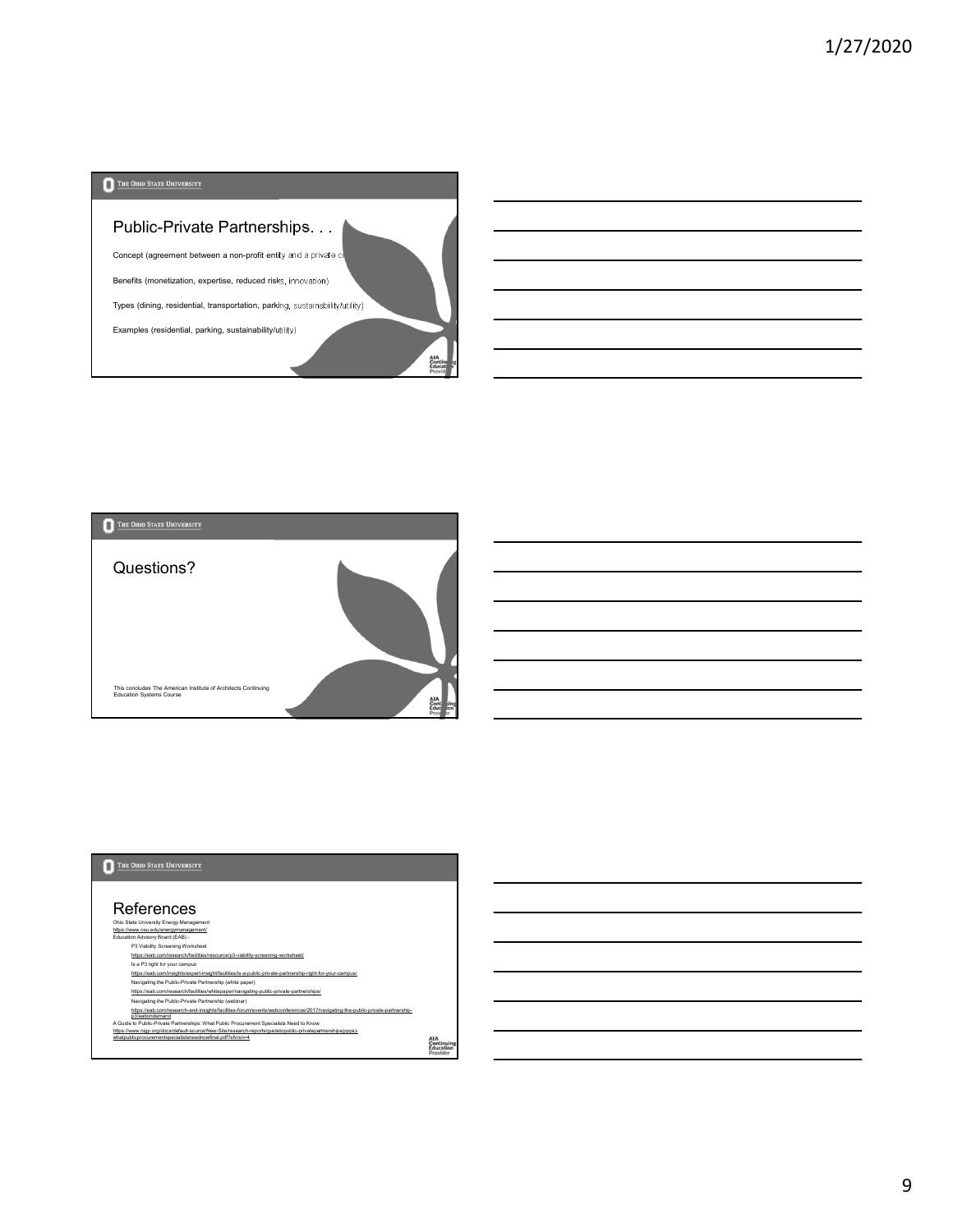## Public-Private Partnerships. . .

Concept (agreement between a non-profit entity and a private c

Benefits (monetization, expertise, reduced risks, innovation)

Types (dining, residential, transportation, parking, sustainability/utility)

Examples (residential, parking, sustainability/utility)

## Questions?

This concludes The American Institute of Architects Continuing Education Systems Course

## References

Ohio State University Energy Management
https://www.osu.edu/energymanagement/
Education Advisory Board (EAB) -

- P3 Viability Screening Worksheet
  https://eab.com/research/facilities/resource/p3-viability-screening-worksheet/
- Is a P3 right for your campus
  https://eab.com/insights/expert-insight/facilities/is-a-public-private-partnership-right-for-your-campus/
- Navigating the Public-Private Partnership (white paper)
  https://eab.com/research/facilities/whitepaper/navigating-public-private-partnerships/
- Navigating the Public-Private Partnership (webinar)
  https://eab.com/research-and-insights/facilities-forum/events/webconferences/2017/navigating-the-public-private-partnership-p3/eabondemand

A Guide to Public-Private Partnerships: What Public Procurement Specialists Need to Know
https://www.nigp.org/docs/default-source/New-Site/research-reports/guidetopublic-privatepartnerships(ppps)-whatpublicprocurementspecialistsneednowfinal.pdf?sfvrsn=4